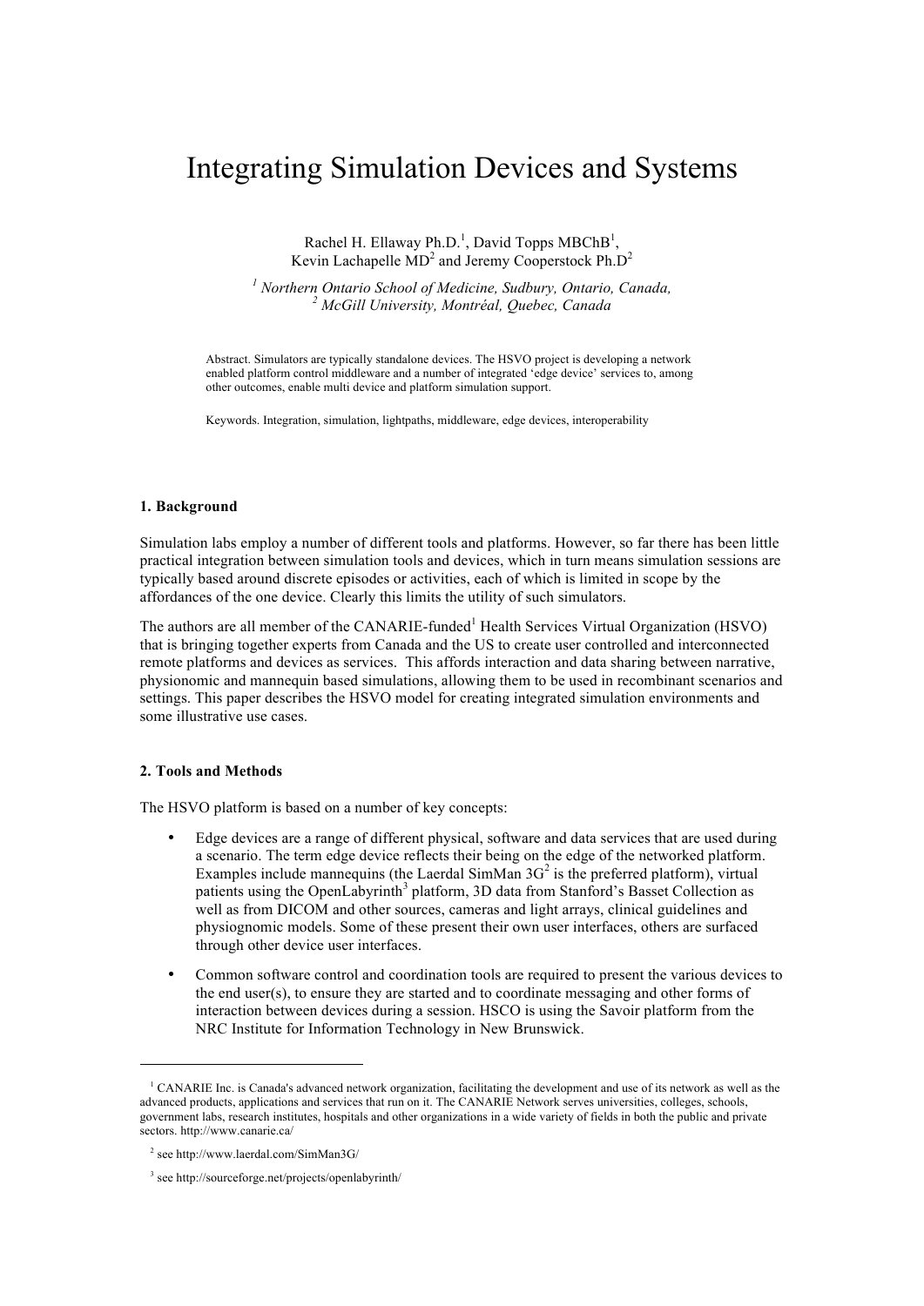# Integrating Simulation Devices and Systems

Rachel H. Ellaway Ph.D.[1], David Topps MBChB[1],
Kevin Lachapelle MD[2] and Jeremy Cooperstock Ph.D[2]

*[1] Northern Ontario School of Medicine, Sudbury, Ontario, Canada,*
*[2] McGill University, Montréal, Quebec, Canada*

Abstract. Simulators are typically standalone devices. The HSVO project is developing a network enabled platform control middleware and a number of integrated 'edge device' services to, among other outcomes, enable multi device and platform simulation support.

Keywords. Integration, simulation, lightpaths, middleware, edge devices, interoperability

### 1. Background

Simulation labs employ a number of different tools and platforms. However, so far there has been little practical integration between simulation tools and devices, which in turn means simulation sessions are typically based around discrete episodes or activities, each of which is limited in scope by the affordances of the one device. Clearly this limits the utility of such simulators.

The authors are all member of the CANARIE-funded[1] Health Services Virtual Organization (HSVO) that is bringing together experts from Canada and the US to create user controlled and interconnected remote platforms and devices as services. This affords interaction and data sharing between narrative, physionomic and mannequin based simulations, allowing them to be used in recombinant scenarios and settings. This paper describes the HSVO model for creating integrated simulation environments and some illustrative use cases.

### 2. Tools and Methods

The HSVO platform is based on a number of key concepts:

- Edge devices are a range of different physical, software and data services that are used during a scenario. The term edge device reflects their being on the edge of the networked platform. Examples include mannequins (the Laerdal SimMan 3G[2] is the preferred platform), virtual patients using the OpenLabyrinth[3] platform, 3D data from Stanford's Basset Collection as well as from DICOM and other sources, cameras and light arrays, clinical guidelines and physiognomic models. Some of these present their own user interfaces, others are surfaced through other device user interfaces.
- Common software control and coordination tools are required to present the various devices to the end user(s), to ensure they are started and to coordinate messaging and other forms of interaction between devices during a session. HSCO is using the Savoir platform from the NRC Institute for Information Technology in New Brunswick.

---

[1] CANARIE Inc. is Canada's advanced network organization, facilitating the development and use of its network as well as the advanced products, applications and services that run on it. The CANARIE Network serves universities, colleges, schools, government labs, research institutes, hospitals and other organizations in a wide variety of fields in both the public and private sectors. http://www.canarie.ca/

[2] see http://www.laerdal.com/SimMan3G/

[3] see http://sourceforge.net/projects/openlabyrinth/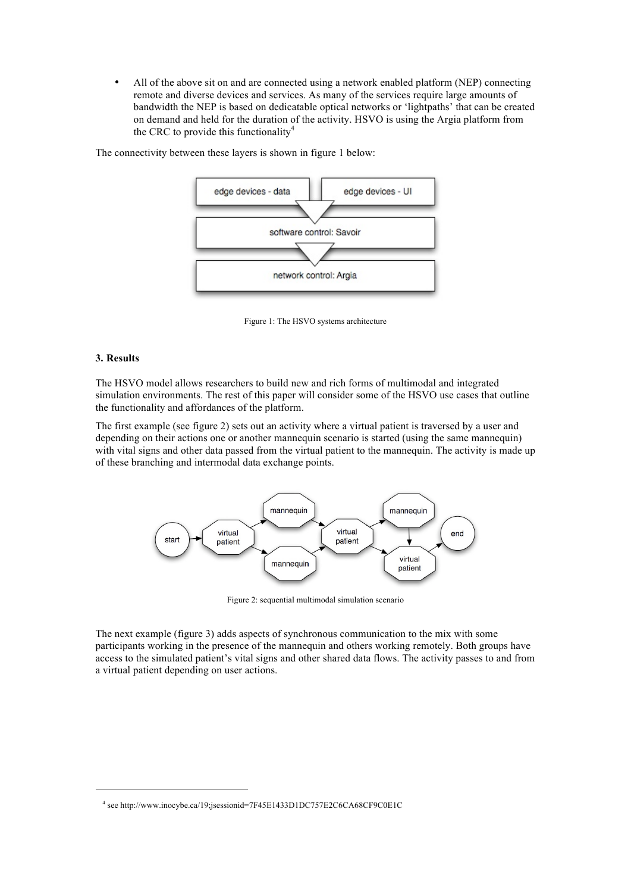- All of the above sit on and are connected using a network enabled platform (NEP) connecting remote and diverse devices and services. As many of the services require large amounts of bandwidth the NEP is based on dedicatable optical networks or 'lightpaths' that can be created on demand and held for the duration of the activity. HSVO is using the Argia platform from the CRC to provide this functionality[4]

The connectivity between these layers is shown in figure 1 below:

Figure 1: The HSVO systems architecture

### 3. Results

The HSVO model allows researchers to build new and rich forms of multimodal and integrated simulation environments. The rest of this paper will consider some of the HSVO use cases that outline the functionality and affordances of the platform.

The first example (see figure 2) sets out an activity where a virtual patient is traversed by a user and depending on their actions one or another mannequin scenario is started (using the same mannequin) with vital signs and other data passed from the virtual patient to the mannequin. The activity is made up of these branching and intermodal data exchange points.

Figure 2: sequential multimodal simulation scenario

The next example (figure 3) adds aspects of synchronous communication to the mix with some participants working in the presence of the mannequin and others working remotely. Both groups have access to the simulated patient's vital signs and other shared data flows. The activity passes to and from a virtual patient depending on user actions.

---

[4] see http://www.inocybe.ca/19;jsessionid=7F45E1433D1DC757E2C6CA68CF9C0E1C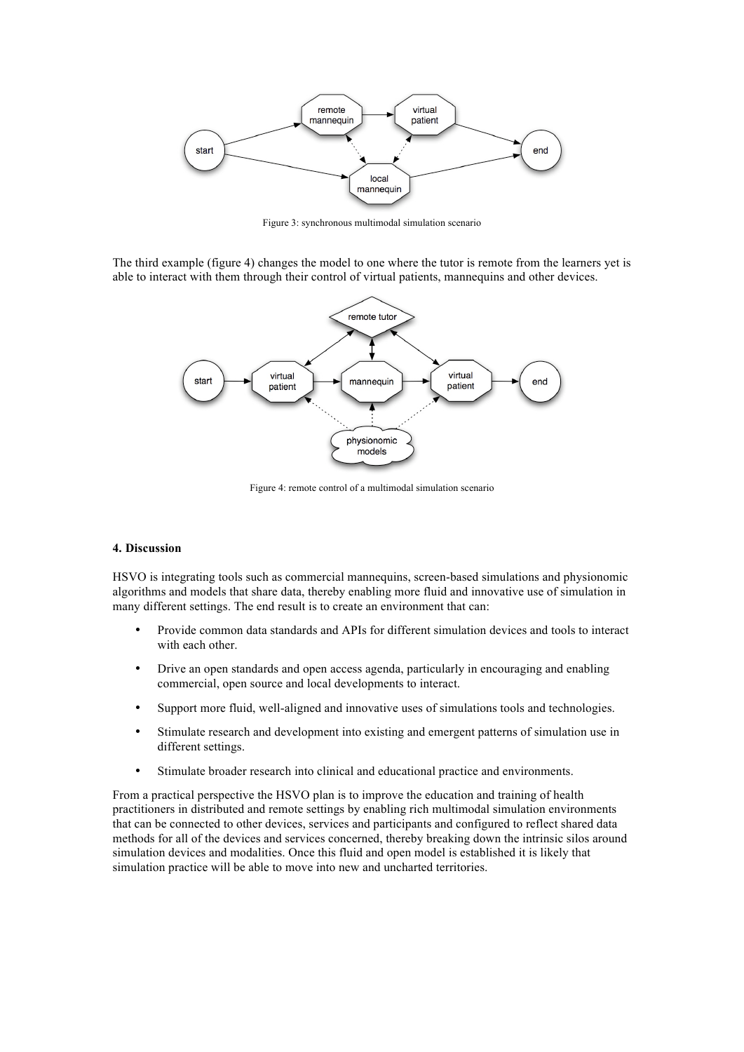start

remote mannequin

virtual patient

local mannequin

end

Figure 3: synchronous multimodal simulation scenario

The third example (figure 4) changes the model to one where the tutor is remote from the learners yet is able to interact with them through their control of virtual patients, mannequins and other devices.

remote tutor

start

virtual patient

mannequin

virtual patient

end

physionomic models

Figure 4: remote control of a multimodal simulation scenario

**4. Discussion**

HSVO is integrating tools such as commercial mannequins, screen-based simulations and physionomic algorithms and models that share data, thereby enabling more fluid and innovative use of simulation in many different settings. The end result is to create an environment that can:

- Provide common data standards and APIs for different simulation devices and tools to interact with each other.
- Drive an open standards and open access agenda, particularly in encouraging and enabling commercial, open source and local developments to interact.
- Support more fluid, well-aligned and innovative uses of simulations tools and technologies.
- Stimulate research and development into existing and emergent patterns of simulation use in different settings.
- Stimulate broader research into clinical and educational practice and environments.

From a practical perspective the HSVO plan is to improve the education and training of health practitioners in distributed and remote settings by enabling rich multimodal simulation environments that can be connected to other devices, services and participants and configured to reflect shared data methods for all of the devices and services concerned, thereby breaking down the intrinsic silos around simulation devices and modalities. Once this fluid and open model is established it is likely that simulation practice will be able to move into new and uncharted territories.